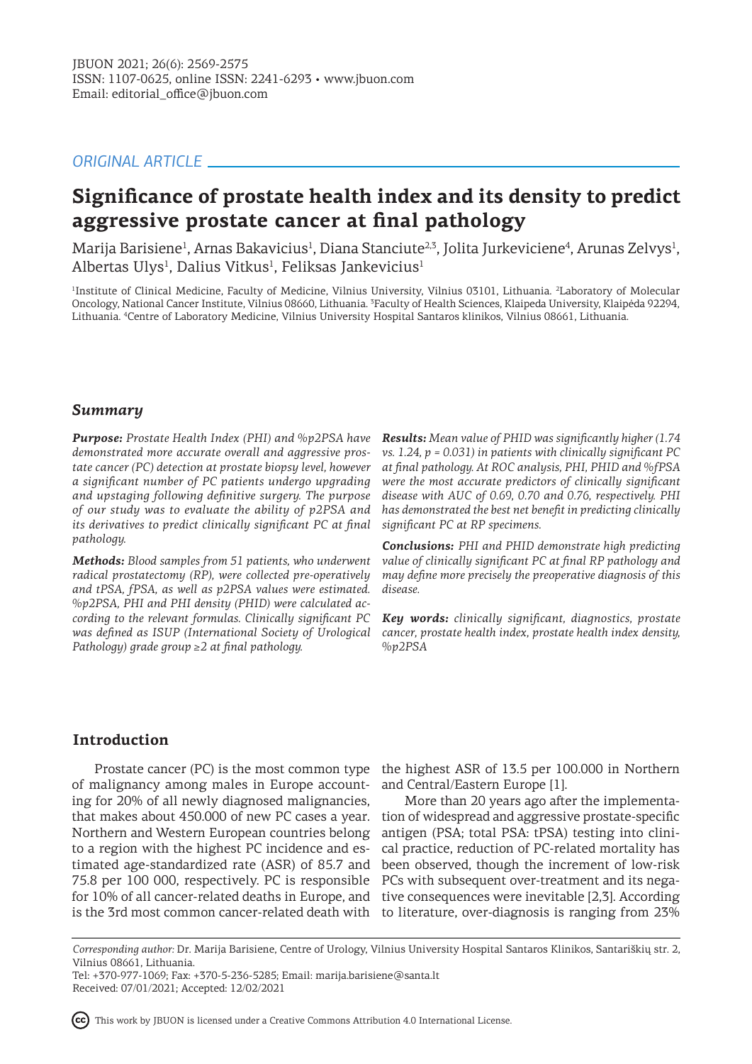*ORIGINAL ARTICLE*

# Significance of prostate health index and its density to predict aggressive prostate cancer at final pathology

Marija Barisiene[1], Arnas Bakavicius[1], Diana Stanciute[2,3], Jolita Jurkeviciene[4], Arunas Zelvys[1], Albertas Ulys[1], Dalius Vitkus[1], Feliksas Jankevicius[1]

[1]Institute of Clinical Medicine, Faculty of Medicine, Vilnius University, Vilnius 03101, Lithuania. [2]Laboratory of Molecular Oncology, National Cancer Institute, Vilnius 08660, Lithuania. [3]Faculty of Health Sciences, Klaipeda University, Klaipėda 92294, Lithuania. [4]Centre of Laboratory Medicine, Vilnius University Hospital Santaros klinikos, Vilnius 08661, Lithuania.

## *Summary*

***Purpose:*** *Prostate Health Index (PHI) and %p2PSA have demonstrated more accurate overall and aggressive prostate cancer (PC) detection at prostate biopsy level, however a significant number of PC patients undergo upgrading and upstaging following definitive surgery. The purpose of our study was to evaluate the ability of p2PSA and its derivatives to predict clinically significant PC at final pathology.*

***Methods:*** *Blood samples from 51 patients, who underwent radical prostatectomy (RP), were collected pre-operatively and tPSA, fPSA, as well as p2PSA values were estimated. %p2PSA, PHI and PHI density (PHID) were calculated according to the relevant formulas. Clinically significant PC was defined as ISUP (International Society of Urological Pathology) grade group ≥2 at final pathology.*

***Results:*** *Mean value of PHID was significantly higher (1.74 vs. 1.24, p = 0.031) in patients with clinically significant PC at final pathology. At ROC analysis, PHI, PHID and %fPSA were the most accurate predictors of clinically significant disease with AUC of 0.69, 0.70 and 0.76, respectively. PHI has demonstrated the best net benefit in predicting clinically significant PC at RP specimens.*

***Conclusions:*** *PHI and PHID demonstrate high predicting value of clinically significant PC at final RP pathology and may define more precisely the preoperative diagnosis of this disease.*

***Key words:*** *clinically significant, diagnostics, prostate cancer, prostate health index, prostate health index density, %p2PSA*

## Introduction

Prostate cancer (PC) is the most common type of malignancy among males in Europe accounting for 20% of all newly diagnosed malignancies, that makes about 450.000 of new PC cases a year. Northern and Western European countries belong to a region with the highest PC incidence and estimated age-standardized rate (ASR) of 85.7 and 75.8 per 100 000, respectively. PC is responsible for 10% of all cancer-related deaths in Europe, and is the 3rd most common cancer-related death with the highest ASR of 13.5 per 100.000 in Northern and Central/Eastern Europe [1].

More than 20 years ago after the implementation of widespread and aggressive prostate-specific antigen (PSA; total PSA: tPSA) testing into clinical practice, reduction of PC-related mortality has been observed, though the increment of low-risk PCs with subsequent over-treatment and its negative consequences were inevitable [2,3]. According to literature, over-diagnosis is ranging from 23%

*Corresponding author:* Dr. Marija Barisiene, Centre of Urology, Vilnius University Hospital Santaros Klinikos, Santariškių str. 2, Vilnius 08661, Lithuania.
Tel: +370-977-1069; Fax: +370-5-236-5285; Email: marija.barisiene@santa.lt
Received: 07/01/2021; Accepted: 12/02/2021

This work by JBUON is licensed under a Creative Commons Attribution 4.0 International License.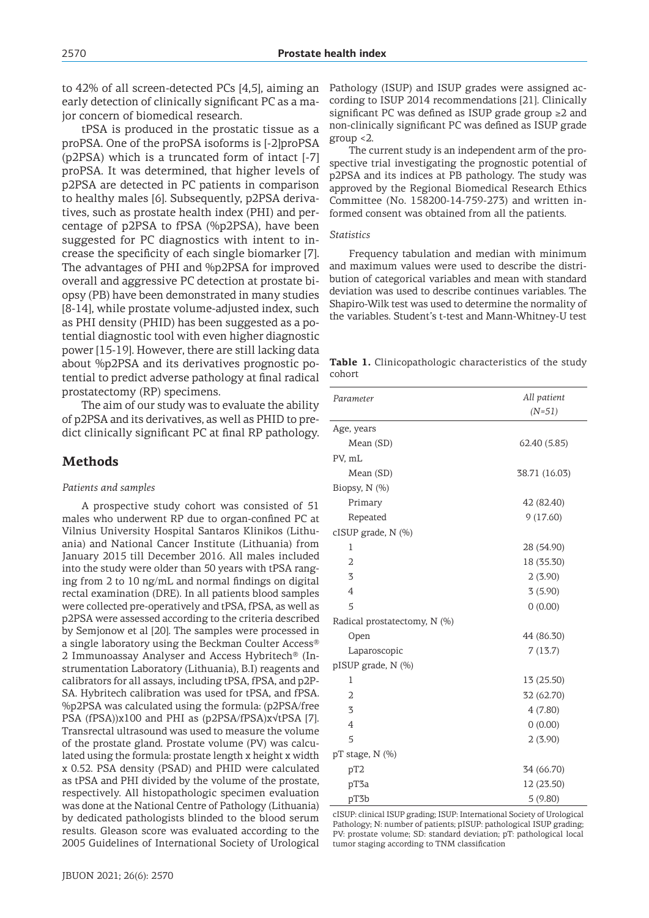to 42% of all screen-detected PCs [4,5], aiming an early detection of clinically significant PC as a major concern of biomedical research.

tPSA is produced in the prostatic tissue as a proPSA. One of the proPSA isoforms is [-2]proPSA (p2PSA) which is a truncated form of intact [-7] proPSA. It was determined, that higher levels of p2PSA are detected in PC patients in comparison to healthy males [6]. Subsequently, p2PSA derivatives, such as prostate health index (PHI) and percentage of p2PSA to fPSA (%p2PSA), have been suggested for PC diagnostics with intent to increase the specificity of each single biomarker [7]. The advantages of PHI and %p2PSA for improved overall and aggressive PC detection at prostate biopsy (PB) have been demonstrated in many studies [8-14], while prostate volume-adjusted index, such as PHI density (PHID) has been suggested as a potential diagnostic tool with even higher diagnostic power [15-19]. However, there are still lacking data about %p2PSA and its derivatives prognostic potential to predict adverse pathology at final radical prostatectomy (RP) specimens.

The aim of our study was to evaluate the ability of p2PSA and its derivatives, as well as PHID to predict clinically significant PC at final RP pathology.

## Methods

### *Patients and samples*

A prospective study cohort was consisted of 51 males who underwent RP due to organ-confined PC at Vilnius University Hospital Santaros Klinikos (Lithuania) and National Cancer Institute (Lithuania) from January 2015 till December 2016. All males included into the study were older than 50 years with tPSA ranging from 2 to 10 ng/mL and normal findings on digital rectal examination (DRE). In all patients blood samples were collected pre-operatively and tPSA, fPSA, as well as p2PSA were assessed according to the criteria described by Semjonow et al [20]. The samples were processed in a single laboratory using the Beckman Coulter Access® 2 Immunoassay Analyser and Access Hybritech® (Instrumentation Laboratory (Lithuania), B.I) reagents and calibrators for all assays, including tPSA, fPSA, and p2PSA. Hybritech calibration was used for tPSA, and fPSA. %p2PSA was calculated using the formula: (p2PSA/free PSA (fPSA))x100 and PHI as (p2PSA/fPSA)x$\sqrt{\text{tPSA}}$ [7]. Transrectal ultrasound was used to measure the volume of the prostate gland. Prostate volume (PV) was calculated using the formula: prostate length x height x width x 0.52. PSA density (PSAD) and PHID were calculated as tPSA and PHI divided by the volume of the prostate, respectively. All histopathologic specimen evaluation was done at the National Centre of Pathology (Lithuania) by dedicated pathologists blinded to the blood serum results. Gleason score was evaluated according to the 2005 Guidelines of International Society of Urological Pathology (ISUP) and ISUP grades were assigned according to ISUP 2014 recommendations [21]. Clinically significant PC was defined as ISUP grade group ≥2 and non-clinically significant PC was defined as ISUP grade group <2.

The current study is an independent arm of the prospective trial investigating the prognostic potential of p2PSA and its indices at PB pathology. The study was approved by the Regional Biomedical Research Ethics Committee (No. 158200-14-759-273) and written informed consent was obtained from all the patients.

### *Statistics*

Frequency tabulation and median with minimum and maximum values were used to describe the distribution of categorical variables and mean with standard deviation was used to describe continues variables. The Shapiro-Wilk test was used to determine the normality of the variables. Student's t-test and Mann-Whitney-U test

**Table 1.** Clinicopathologic characteristics of the study cohort

| *Parameter* | *All patient (N=51)* |
|---|---|
| Age, years | |
| Mean (SD) | 62.40 (5.85) |
| PV, mL | |
| Mean (SD) | 38.71 (16.03) |
| Biopsy, N (%) | |
| Primary | 42 (82.40) |
| Repeated | 9 (17.60) |
| cISUP grade, N (%) | |
| 1 | 28 (54.90) |
| 2 | 18 (35.30) |
| 3 | 2 (3.90) |
| 4 | 3 (5.90) |
| 5 | 0 (0.00) |
| Radical prostatectomy, N (%) | |
| Open | 44 (86.30) |
| Laparoscopic | 7 (13.7) |
| pISUP grade, N (%) | |
| 1 | 13 (25.50) |
| 2 | 32 (62.70) |
| 3 | 4 (7.80) |
| 4 | 0 (0.00) |
| 5 | 2 (3.90) |
| pT stage, N (%) | |
| pT2 | 34 (66.70) |
| pT3a | 12 (23.50) |
| pT3b | 5 (9.80) |

cISUP: clinical ISUP grading; ISUP: International Society of Urological Pathology; N: number of patients; pISUP: pathological ISUP grading; PV: prostate volume; SD: standard deviation; pT: pathological local tumor staging according to TNM classification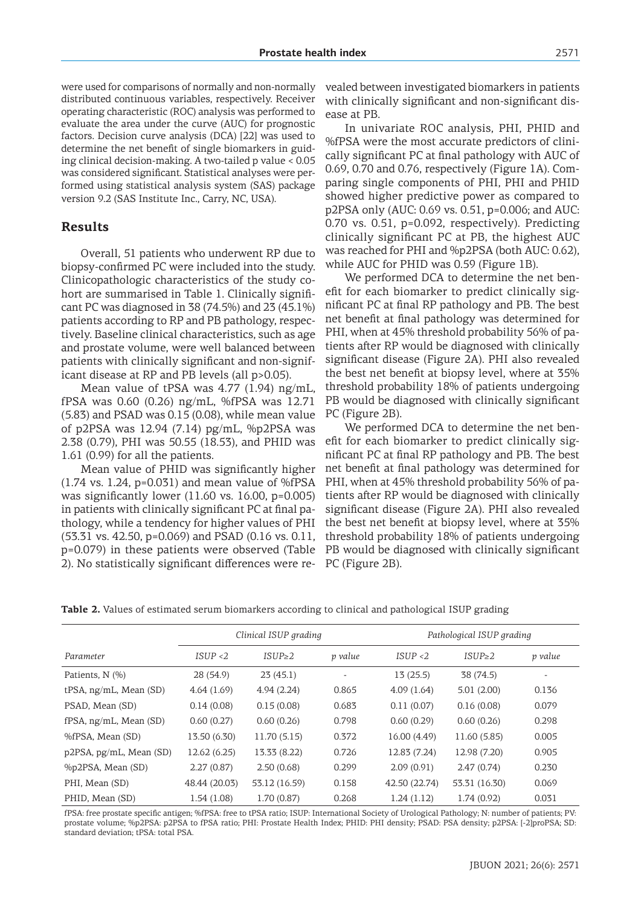were used for comparisons of normally and non-normally distributed continuous variables, respectively. Receiver operating characteristic (ROC) analysis was performed to evaluate the area under the curve (AUC) for prognostic factors. Decision curve analysis (DCA) [22] was used to determine the net benefit of single biomarkers in guiding clinical decision-making. A two-tailed p value < 0.05 was considered significant. Statistical analyses were performed using statistical analysis system (SAS) package version 9.2 (SAS Institute Inc., Carry, NC, USA).

## Results

Overall, 51 patients who underwent RP due to biopsy-confirmed PC were included into the study. Clinicopathologic characteristics of the study cohort are summarised in Table 1. Clinically significant PC was diagnosed in 38 (74.5%) and 23 (45.1%) patients according to RP and PB pathology, respectively. Baseline clinical characteristics, such as age and prostate volume, were well balanced between patients with clinically significant and non-significant disease at RP and PB levels (all p>0.05).

Mean value of tPSA was 4.77 (1.94) ng/mL, fPSA was 0.60 (0.26) ng/mL, %fPSA was 12.71 (5.83) and PSAD was 0.15 (0.08), while mean value of p2PSA was 12.94 (7.14) pg/mL, %p2PSA was 2.38 (0.79), PHI was 50.55 (18.53), and PHID was 1.61 (0.99) for all the patients.

Mean value of PHID was significantly higher (1.74 vs. 1.24, p=0.031) and mean value of %fPSA was significantly lower (11.60 vs. 16.00, p=0.005) in patients with clinically significant PC at final pathology, while a tendency for higher values of PHI (53.31 vs. 42.50, p=0.069) and PSAD (0.16 vs. 0.11, p=0.079) in these patients were observed (Table 2). No statistically significant differences were revealed between investigated biomarkers in patients with clinically significant and non-significant disease at PB.

In univariate ROC analysis, PHI, PHID and %fPSA were the most accurate predictors of clinically significant PC at final pathology with AUC of 0.69, 0.70 and 0.76, respectively (Figure 1A). Comparing single components of PHI, PHI and PHID showed higher predictive power as compared to p2PSA only (AUC: 0.69 vs. 0.51, p=0.006; and AUC: 0.70 vs. 0.51, p=0.092, respectively). Predicting clinically significant PC at PB, the highest AUC was reached for PHI and %p2PSA (both AUC: 0.62), while AUC for PHID was 0.59 (Figure 1B).

We performed DCA to determine the net benefit for each biomarker to predict clinically significant PC at final RP pathology and PB. The best net benefit at final pathology was determined for PHI, when at 45% threshold probability 56% of patients after RP would be diagnosed with clinically significant disease (Figure 2A). PHI also revealed the best net benefit at biopsy level, where at 35% threshold probability 18% of patients undergoing PB would be diagnosed with clinically significant PC (Figure 2B).

We performed DCA to determine the net benefit for each biomarker to predict clinically significant PC at final RP pathology and PB. The best net benefit at final pathology was determined for PHI, when at 45% threshold probability 56% of patients after RP would be diagnosed with clinically significant disease (Figure 2A). PHI also revealed the best net benefit at biopsy level, where at 35% threshold probability 18% of patients undergoing PB would be diagnosed with clinically significant PC (Figure 2B).

**Table 2.** Values of estimated serum biomarkers according to clinical and pathological ISUP grading

| | *Clinical ISUP grading* | | | *Pathological ISUP grading* | | |
|---|---|---|---|---|---|---|
| *Parameter* | *ISUP <2* | *ISUP≥2* | *p value* | *ISUP <2* | *ISUP≥2* | *p value* |
| Patients, N (%) | 28 (54.9) | 23 (45.1) | - | 13 (25.5) | 38 (74.5) | - |
| tPSA, ng/mL, Mean (SD) | 4.64 (1.69) | 4.94 (2.24) | 0.865 | 4.09 (1.64) | 5.01 (2.00) | 0.136 |
| PSAD, Mean (SD) | 0.14 (0.08) | 0.15 (0.08) | 0.683 | 0.11 (0.07) | 0.16 (0.08) | 0.079 |
| fPSA, ng/mL, Mean (SD) | 0.60 (0.27) | 0.60 (0.26) | 0.798 | 0.60 (0.29) | 0.60 (0.26) | 0.298 |
| %fPSA, Mean (SD) | 13.50 (6.30) | 11.70 (5.15) | 0.372 | 16.00 (4.49) | 11.60 (5.85) | 0.005 |
| p2PSA, pg/mL, Mean (SD) | 12.62 (6.25) | 13.33 (8.22) | 0.726 | 12.83 (7.24) | 12.98 (7.20) | 0.905 |
| %p2PSA, Mean (SD) | 2.27 (0.87) | 2.50 (0.68) | 0.299 | 2.09 (0.91) | 2.47 (0.74) | 0.230 |
| PHI, Mean (SD) | 48.44 (20.03) | 53.12 (16.59) | 0.158 | 42.50 (22.74) | 53.31 (16.30) | 0.069 |
| PHID, Mean (SD) | 1.54 (1.08) | 1.70 (0.87) | 0.268 | 1.24 (1.12) | 1.74 (0.92) | 0.031 |

fPSA: free prostate specific antigen; %fPSA: free to tPSA ratio; ISUP: International Society of Urological Pathology; N: number of patients; PV: prostate volume; %p2PSA: p2PSA to fPSA ratio; PHI: Prostate Health Index; PHID: PHI density; PSAD: PSA density; p2PSA: [-2]proPSA; SD: standard deviation; tPSA: total PSA.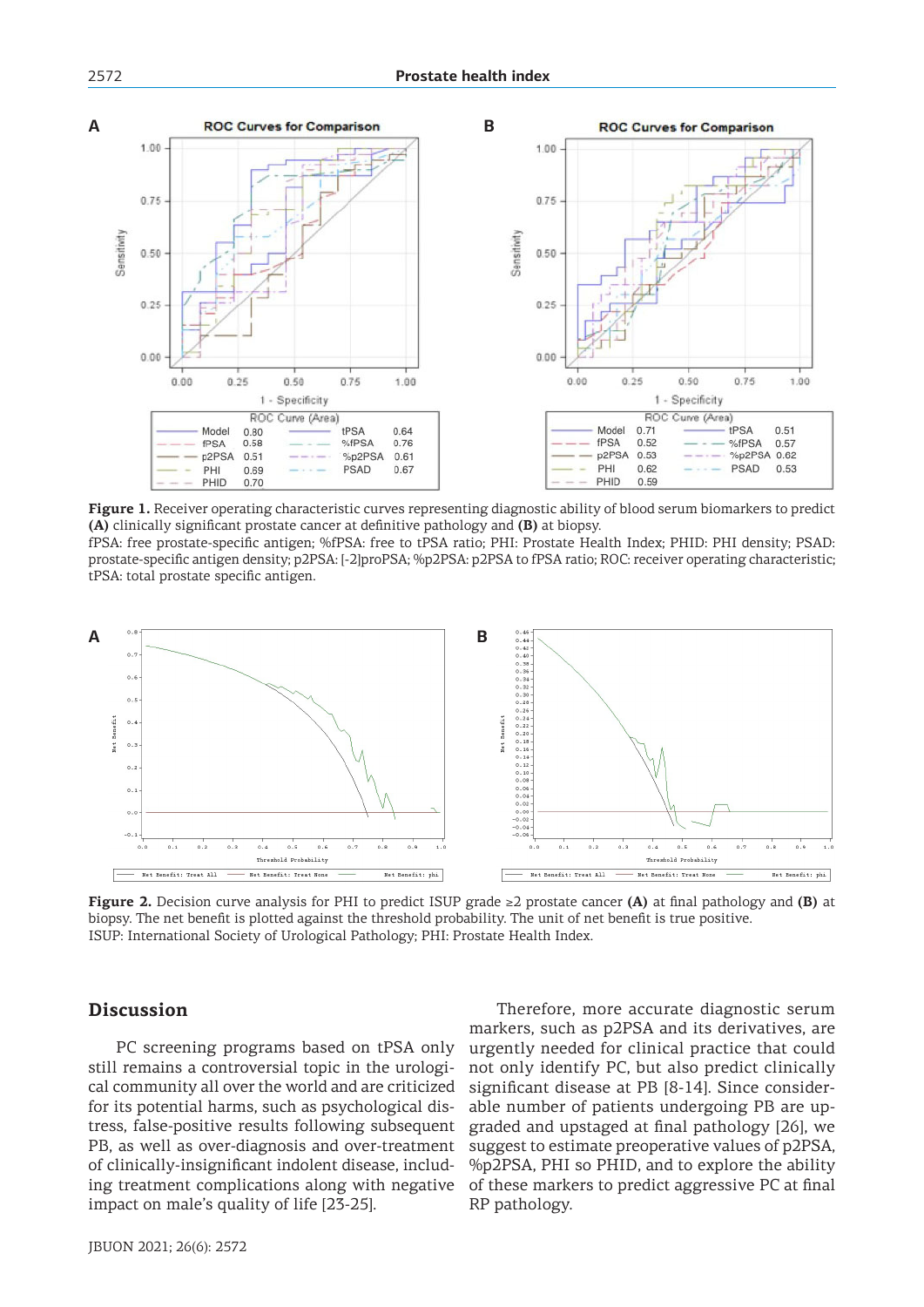**Figure 1.** Receiver operating characteristic curves representing diagnostic ability of blood serum biomarkers to predict **(A)** clinically significant prostate cancer at definitive pathology and **(B)** at biopsy.
fPSA: free prostate-specific antigen; %fPSA: free to tPSA ratio; PHI: Prostate Health Index; PHID: PHI density; PSAD: prostate-specific antigen density; p2PSA: [-2]proPSA; %p2PSA: p2PSA to fPSA ratio; ROC: receiver operating characteristic; tPSA: total prostate specific antigen.

**Figure 2.** Decision curve analysis for PHI to predict ISUP grade ≥2 prostate cancer **(A)** at final pathology and **(B)** at biopsy. The net benefit is plotted against the threshold probability. The unit of net benefit is true positive.
ISUP: International Society of Urological Pathology; PHI: Prostate Health Index.

## Discussion

PC screening programs based on tPSA only still remains a controversial topic in the urological community all over the world and are criticized for its potential harms, such as psychological distress, false-positive results following subsequent PB, as well as over-diagnosis and over-treatment of clinically-insignificant indolent disease, including treatment complications along with negative impact on male's quality of life [23-25].

Therefore, more accurate diagnostic serum markers, such as p2PSA and its derivatives, are urgently needed for clinical practice that could not only identify PC, but also predict clinically significant disease at PB [8-14]. Since considerable number of patients undergoing PB are upgraded and upstaged at final pathology [26], we suggest to estimate preoperative values of p2PSA, %p2PSA, PHI so PHID, and to explore the ability of these markers to predict aggressive PC at final RP pathology.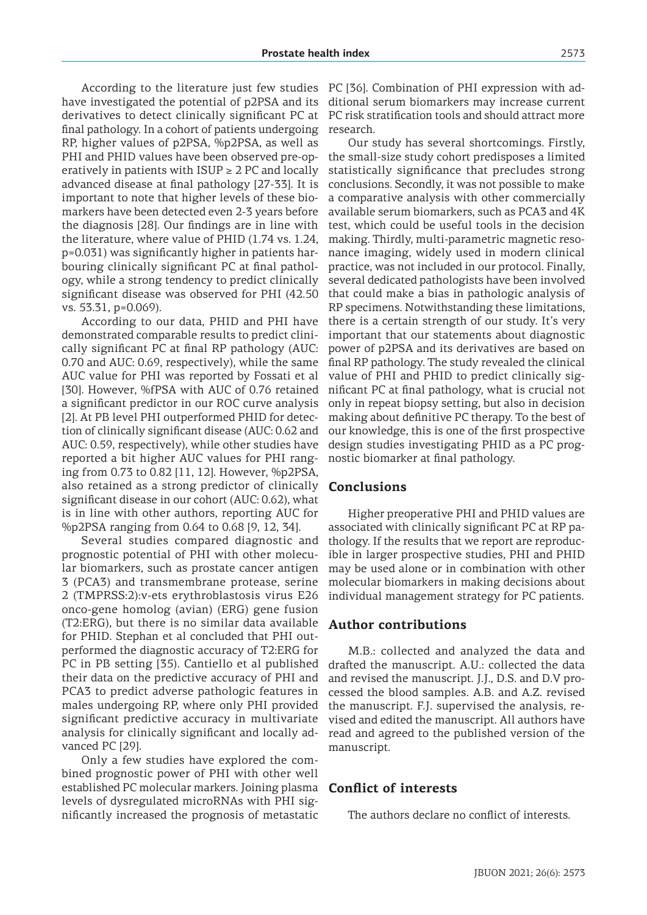According to the literature just few studies have investigated the potential of p2PSA and its derivatives to detect clinically significant PC at final pathology. In a cohort of patients undergoing RP, higher values of p2PSA, %p2PSA, as well as PHI and PHID values have been observed pre-operatively in patients with ISUP ≥ 2 PC and locally advanced disease at final pathology [27-33]. It is important to note that higher levels of these biomarkers have been detected even 2-3 years before the diagnosis [28]. Our findings are in line with the literature, where value of PHID (1.74 vs. 1.24, p=0.031) was significantly higher in patients harbouring clinically significant PC at final pathology, while a strong tendency to predict clinically significant disease was observed for PHI (42.50 vs. 53.31, p=0.069).

According to our data, PHID and PHI have demonstrated comparable results to predict clinically significant PC at final RP pathology (AUC: 0.70 and AUC: 0.69, respectively), while the same AUC value for PHI was reported by Fossati et al [30]. However, %fPSA with AUC of 0.76 retained a significant predictor in our ROC curve analysis [2]. At PB level PHI outperformed PHID for detection of clinically significant disease (AUC: 0.62 and AUC: 0.59, respectively), while other studies have reported a bit higher AUC values for PHI ranging from 0.73 to 0.82 [11, 12]. However, %p2PSA, also retained as a strong predictor of clinically significant disease in our cohort (AUC: 0.62), what is in line with other authors, reporting AUC for %p2PSA ranging from 0.64 to 0.68 [9, 12, 34].

Several studies compared diagnostic and prognostic potential of PHI with other molecular biomarkers, such as prostate cancer antigen 3 (PCA3) and transmembrane protease, serine 2 (TMPRSS:2):v-ets erythroblastosis virus E26 onco-gene homolog (avian) (ERG) gene fusion (T2:ERG), but there is no similar data available for PHID. Stephan et al concluded that PHI outperformed the diagnostic accuracy of T2:ERG for PC in PB setting [35]. Cantiello et al published their data on the predictive accuracy of PHI and PCA3 to predict adverse pathologic features in males undergoing RP, where only PHI provided significant predictive accuracy in multivariate analysis for clinically significant and locally advanced PC [29].

Only a few studies have explored the combined prognostic power of PHI with other well established PC molecular markers. Joining plasma levels of dysregulated microRNAs with PHI significantly increased the prognosis of metastatic PC [36]. Combination of PHI expression with additional serum biomarkers may increase current PC risk stratification tools and should attract more research.

Our study has several shortcomings. Firstly, the small-size study cohort predisposes a limited statistically significance that precludes strong conclusions. Secondly, it was not possible to make a comparative analysis with other commercially available serum biomarkers, such as PCA3 and 4K test, which could be useful tools in the decision making. Thirdly, multi-parametric magnetic resonance imaging, widely used in modern clinical practice, was not included in our protocol. Finally, several dedicated pathologists have been involved that could make a bias in pathologic analysis of RP specimens. Notwithstanding these limitations, there is a certain strength of our study. It's very important that our statements about diagnostic power of p2PSA and its derivatives are based on final RP pathology. The study revealed the clinical value of PHI and PHID to predict clinically significant PC at final pathology, what is crucial not only in repeat biopsy setting, but also in decision making about definitive PC therapy. To the best of our knowledge, this is one of the first prospective design studies investigating PHID as a PC prognostic biomarker at final pathology.

## Conclusions

Higher preoperative PHI and PHID values are associated with clinically significant PC at RP pathology. If the results that we report are reproducible in larger prospective studies, PHI and PHID may be used alone or in combination with other molecular biomarkers in making decisions about individual management strategy for PC patients.

## Author contributions

M.B.: collected and analyzed the data and drafted the manuscript. A.U.: collected the data and revised the manuscript. J.J., D.S. and D.V processed the blood samples. A.B. and A.Z. revised the manuscript. F.J. supervised the analysis, revised and edited the manuscript. All authors have read and agreed to the published version of the manuscript.

## Conflict of interests

The authors declare no conflict of interests.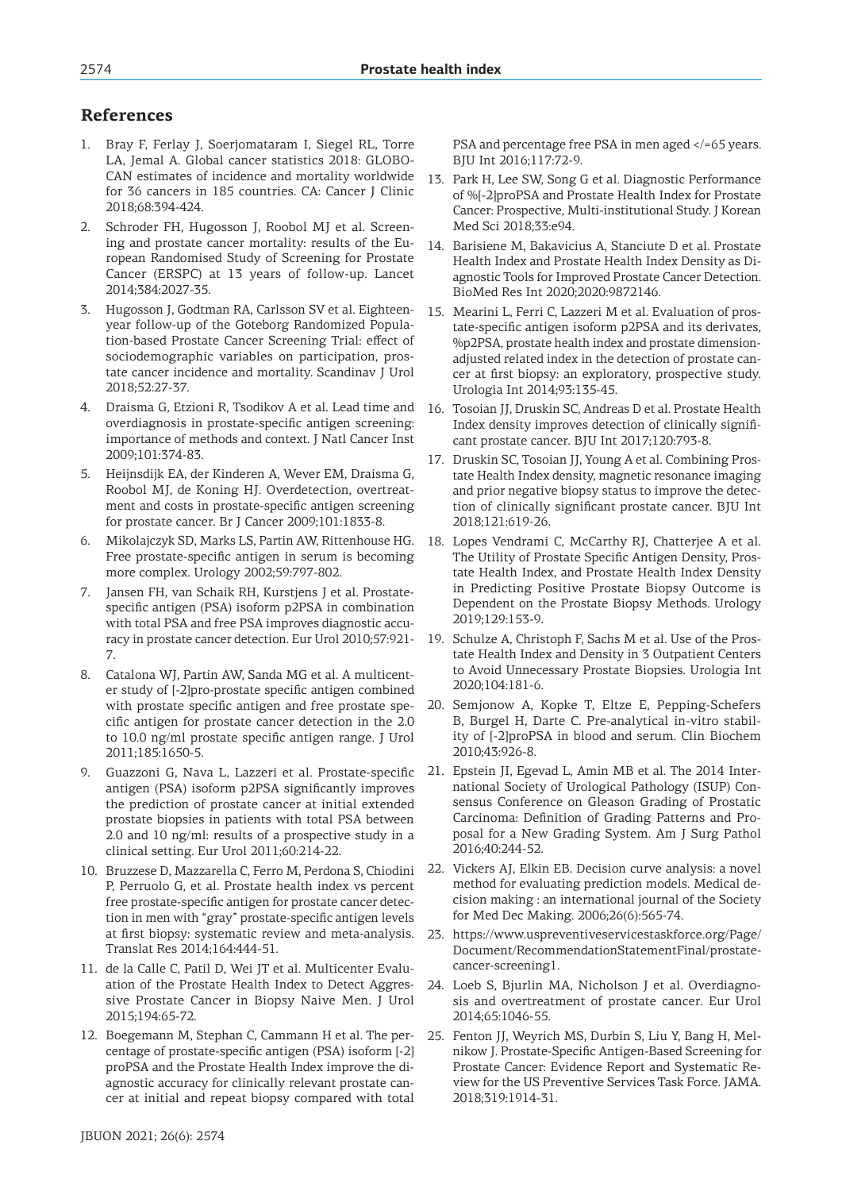## References

1. Bray F, Ferlay J, Soerjomataram I, Siegel RL, Torre LA, Jemal A. Global cancer statistics 2018: GLOBOCAN estimates of incidence and mortality worldwide for 36 cancers in 185 countries. CA: Cancer J Clinic 2018;68:394-424.
2. Schroder FH, Hugosson J, Roobol MJ et al. Screening and prostate cancer mortality: results of the European Randomised Study of Screening for Prostate Cancer (ERSPC) at 13 years of follow-up. Lancet 2014;384:2027-35.
3. Hugosson J, Godtman RA, Carlsson SV et al. Eighteen-year follow-up of the Goteborg Randomized Population-based Prostate Cancer Screening Trial: effect of sociodemographic variables on participation, prostate cancer incidence and mortality. Scandinav J Urol 2018;52:27-37.
4. Draisma G, Etzioni R, Tsodikov A et al. Lead time and overdiagnosis in prostate-specific antigen screening: importance of methods and context. J Natl Cancer Inst 2009;101:374-83.
5. Heijnsdijk EA, der Kinderen A, Wever EM, Draisma G, Roobol MJ, de Koning HJ. Overdetection, overtreatment and costs in prostate-specific antigen screening for prostate cancer. Br J Cancer 2009;101:1833-8.
6. Mikolajczyk SD, Marks LS, Partin AW, Rittenhouse HG. Free prostate-specific antigen in serum is becoming more complex. Urology 2002;59:797-802.
7. Jansen FH, van Schaik RH, Kurstjens J et al. Prostate-specific antigen (PSA) isoform p2PSA in combination with total PSA and free PSA improves diagnostic accuracy in prostate cancer detection. Eur Urol 2010;57:921-7.
8. Catalona WJ, Partin AW, Sanda MG et al. A multicenter study of [-2]pro-prostate specific antigen combined with prostate specific antigen and free prostate specific antigen for prostate cancer detection in the 2.0 to 10.0 ng/ml prostate specific antigen range. J Urol 2011;185:1650-5.
9. Guazzoni G, Nava L, Lazzeri et al. Prostate-specific antigen (PSA) isoform p2PSA significantly improves the prediction of prostate cancer at initial extended prostate biopsies in patients with total PSA between 2.0 and 10 ng/ml: results of a prospective study in a clinical setting. Eur Urol 2011;60:214-22.
10. Bruzzese D, Mazzarella C, Ferro M, Perdona S, Chiodini P, Perruolo G, et al. Prostate health index vs percent free prostate-specific antigen for prostate cancer detection in men with "gray" prostate-specific antigen levels at first biopsy: systematic review and meta-analysis. Translat Res 2014;164:444-51.
11. de la Calle C, Patil D, Wei JT et al. Multicenter Evaluation of the Prostate Health Index to Detect Aggressive Prostate Cancer in Biopsy Naive Men. J Urol 2015;194:65-72.
12. Boegemann M, Stephan C, Cammann H et al. The percentage of prostate-specific antigen (PSA) isoform [-2] proPSA and the Prostate Health Index improve the diagnostic accuracy for clinically relevant prostate cancer at initial and repeat biopsy compared with total PSA and percentage free PSA in men aged </=65 years. BJU Int 2016;117:72-9.
13. Park H, Lee SW, Song G et al. Diagnostic Performance of %[-2]proPSA and Prostate Health Index for Prostate Cancer: Prospective, Multi-institutional Study. J Korean Med Sci 2018;33:e94.
14. Barisiene M, Bakavicius A, Stanciute D et al. Prostate Health Index and Prostate Health Index Density as Diagnostic Tools for Improved Prostate Cancer Detection. BioMed Res Int 2020;2020:9872146.
15. Mearini L, Ferri C, Lazzeri M et al. Evaluation of prostate-specific antigen isoform p2PSA and its derivates, %p2PSA, prostate health index and prostate dimension-adjusted related index in the detection of prostate cancer at first biopsy: an exploratory, prospective study. Urologia Int 2014;93:135-45.
16. Tosoian JJ, Druskin SC, Andreas D et al. Prostate Health Index density improves detection of clinically significant prostate cancer. BJU Int 2017;120:793-8.
17. Druskin SC, Tosoian JJ, Young A et al. Combining Prostate Health Index density, magnetic resonance imaging and prior negative biopsy status to improve the detection of clinically significant prostate cancer. BJU Int 2018;121:619-26.
18. Lopes Vendrami C, McCarthy RJ, Chatterjee A et al. The Utility of Prostate Specific Antigen Density, Prostate Health Index, and Prostate Health Index Density in Predicting Positive Prostate Biopsy Outcome is Dependent on the Prostate Biopsy Methods. Urology 2019;129:153-9.
19. Schulze A, Christoph F, Sachs M et al. Use of the Prostate Health Index and Density in 3 Outpatient Centers to Avoid Unnecessary Prostate Biopsies. Urologia Int 2020;104:181-6.
20. Semjonow A, Kopke T, Eltze E, Pepping-Schefers B, Burgel H, Darte C. Pre-analytical in-vitro stability of [-2]proPSA in blood and serum. Clin Biochem 2010;43:926-8.
21. Epstein JI, Egevad L, Amin MB et al. The 2014 International Society of Urological Pathology (ISUP) Consensus Conference on Gleason Grading of Prostatic Carcinoma: Definition of Grading Patterns and Proposal for a New Grading System. Am J Surg Pathol 2016;40:244-52.
22. Vickers AJ, Elkin EB. Decision curve analysis: a novel method for evaluating prediction models. Medical decision making : an international journal of the Society for Med Dec Making. 2006;26(6):565-74.
23. https://www.uspreventiveservicestaskforce.org/Page/Document/RecommendationStatementFinal/prostate-cancer-screening1.
24. Loeb S, Bjurlin MA, Nicholson J et al. Overdiagnosis and overtreatment of prostate cancer. Eur Urol 2014;65:1046-55.
25. Fenton JJ, Weyrich MS, Durbin S, Liu Y, Bang H, Melnikow J. Prostate-Specific Antigen-Based Screening for Prostate Cancer: Evidence Report and Systematic Review for the US Preventive Services Task Force. JAMA. 2018;319:1914-31.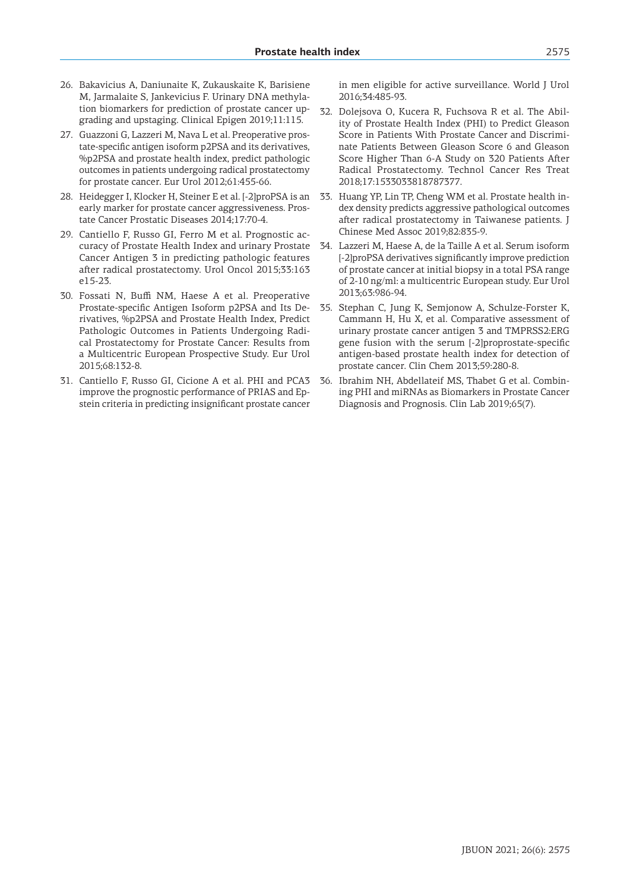26. Bakavicius A, Daniunaite K, Zukauskaite K, Barisiene M, Jarmalaite S, Jankevicius F. Urinary DNA methylation biomarkers for prediction of prostate cancer upgrading and upstaging. Clinical Epigen 2019;11:115.
27. Guazzoni G, Lazzeri M, Nava L et al. Preoperative prostate-specific antigen isoform p2PSA and its derivatives, %p2PSA and prostate health index, predict pathologic outcomes in patients undergoing radical prostatectomy for prostate cancer. Eur Urol 2012;61:455-66.
28. Heidegger I, Klocker H, Steiner E et al. [-2]proPSA is an early marker for prostate cancer aggressiveness. Prostate Cancer Prostatic Diseases 2014;17:70-4.
29. Cantiello F, Russo GI, Ferro M et al. Prognostic accuracy of Prostate Health Index and urinary Prostate Cancer Antigen 3 in predicting pathologic features after radical prostatectomy. Urol Oncol 2015;33:163 e15-23.
30. Fossati N, Buffi NM, Haese A et al. Preoperative Prostate-specific Antigen Isoform p2PSA and Its Derivatives, %p2PSA and Prostate Health Index, Predict Pathologic Outcomes in Patients Undergoing Radical Prostatectomy for Prostate Cancer: Results from a Multicentric European Prospective Study. Eur Urol 2015;68:132-8.
31. Cantiello F, Russo GI, Cicione A et al. PHI and PCA3 improve the prognostic performance of PRIAS and Epstein criteria in predicting insignificant prostate cancer in men eligible for active surveillance. World J Urol 2016;34:485-93.
32. Dolejsova O, Kucera R, Fuchsova R et al. The Ability of Prostate Health Index (PHI) to Predict Gleason Score in Patients With Prostate Cancer and Discriminate Patients Between Gleason Score 6 and Gleason Score Higher Than 6-A Study on 320 Patients After Radical Prostatectomy. Technol Cancer Res Treat 2018;17:1533033818787377.
33. Huang YP, Lin TP, Cheng WM et al. Prostate health index density predicts aggressive pathological outcomes after radical prostatectomy in Taiwanese patients. J Chinese Med Assoc 2019;82:835-9.
34. Lazzeri M, Haese A, de la Taille A et al. Serum isoform [-2]proPSA derivatives significantly improve prediction of prostate cancer at initial biopsy in a total PSA range of 2-10 ng/ml: a multicentric European study. Eur Urol 2013;63:986-94.
35. Stephan C, Jung K, Semjonow A, Schulze-Forster K, Cammann H, Hu X, et al. Comparative assessment of urinary prostate cancer antigen 3 and TMPRSS2:ERG gene fusion with the serum [-2]proprostate-specific antigen-based prostate health index for detection of prostate cancer. Clin Chem 2013;59:280-8.
36. Ibrahim NH, Abdellateif MS, Thabet G et al. Combining PHI and miRNAs as Biomarkers in Prostate Cancer Diagnosis and Prognosis. Clin Lab 2019;65(7).